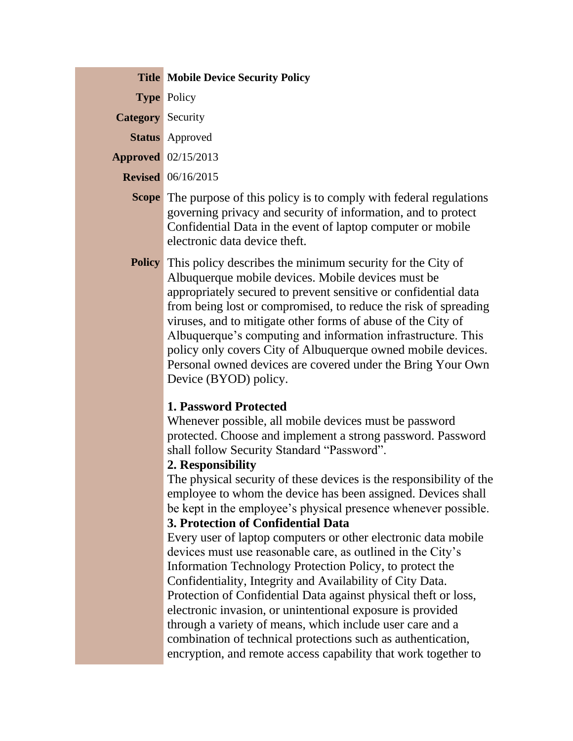| | |
|---|---|
| **Title** | **Mobile Device Security Policy** |
| **Type** | Policy |
| **Category** | Security |
| **Status** | Approved |
| **Approved** | 02/15/2013 |
| **Revised** | 06/16/2015 |
| **Scope** | The purpose of this policy is to comply with federal regulations governing privacy and security of information, and to protect Confidential Data in the event of laptop computer or mobile electronic data device theft. |

**Policy**

This policy describes the minimum security for the City of Albuquerque mobile devices. Mobile devices must be appropriately secured to prevent sensitive or confidential data from being lost or compromised, to reduce the risk of spreading viruses, and to mitigate other forms of abuse of the City of Albuquerque's computing and information infrastructure. This policy only covers City of Albuquerque owned mobile devices. Personal owned devices are covered under the Bring Your Own Device (BYOD) policy.

**1. Password Protected**

Whenever possible, all mobile devices must be password protected. Choose and implement a strong password. Password shall follow Security Standard "Password".

**2. Responsibility**

The physical security of these devices is the responsibility of the employee to whom the device has been assigned. Devices shall be kept in the employee's physical presence whenever possible.

**3. Protection of Confidential Data**

Every user of laptop computers or other electronic data mobile devices must use reasonable care, as outlined in the City's Information Technology Protection Policy, to protect the Confidentiality, Integrity and Availability of City Data. Protection of Confidential Data against physical theft or loss, electronic invasion, or unintentional exposure is provided through a variety of means, which include user care and a combination of technical protections such as authentication, encryption, and remote access capability that work together to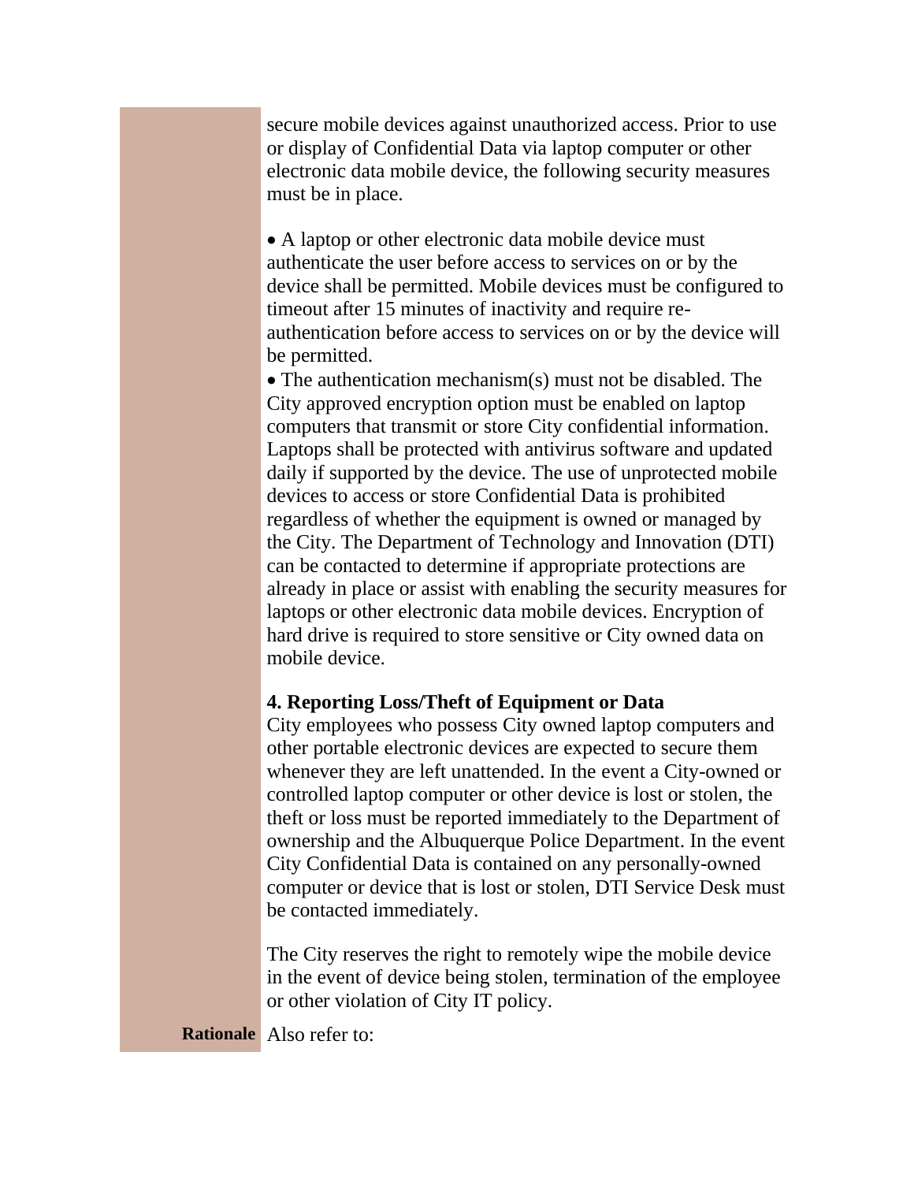secure mobile devices against unauthorized access. Prior to use or display of Confidential Data via laptop computer or other electronic data mobile device, the following security measures must be in place.

- A laptop or other electronic data mobile device must authenticate the user before access to services on or by the device shall be permitted. Mobile devices must be configured to timeout after 15 minutes of inactivity and require re-authentication before access to services on or by the device will be permitted.
- The authentication mechanism(s) must not be disabled. The City approved encryption option must be enabled on laptop computers that transmit or store City confidential information. Laptops shall be protected with antivirus software and updated daily if supported by the device. The use of unprotected mobile devices to access or store Confidential Data is prohibited regardless of whether the equipment is owned or managed by the City. The Department of Technology and Innovation (DTI) can be contacted to determine if appropriate protections are already in place or assist with enabling the security measures for laptops or other electronic data mobile devices. Encryption of hard drive is required to store sensitive or City owned data on mobile device.

**4. Reporting Loss/Theft of Equipment or Data**

City employees who possess City owned laptop computers and other portable electronic devices are expected to secure them whenever they are left unattended. In the event a City-owned or controlled laptop computer or other device is lost or stolen, the theft or loss must be reported immediately to the Department of ownership and the Albuquerque Police Department. In the event City Confidential Data is contained on any personally-owned computer or device that is lost or stolen, DTI Service Desk must be contacted immediately.

The City reserves the right to remotely wipe the mobile device in the event of device being stolen, termination of the employee or other violation of City IT policy.

**Rationale** Also refer to: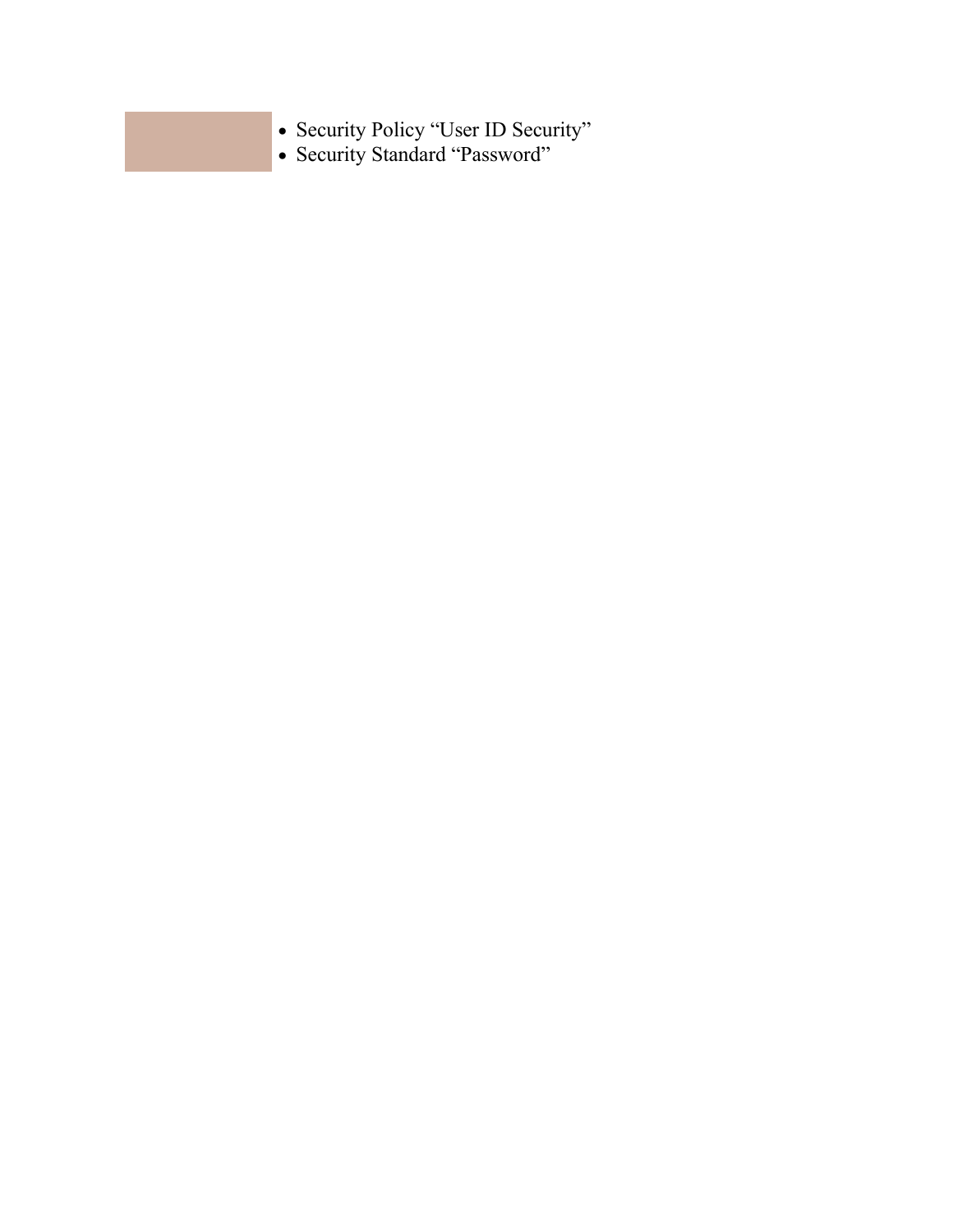- Security Policy “User ID Security”
- Security Standard “Password”